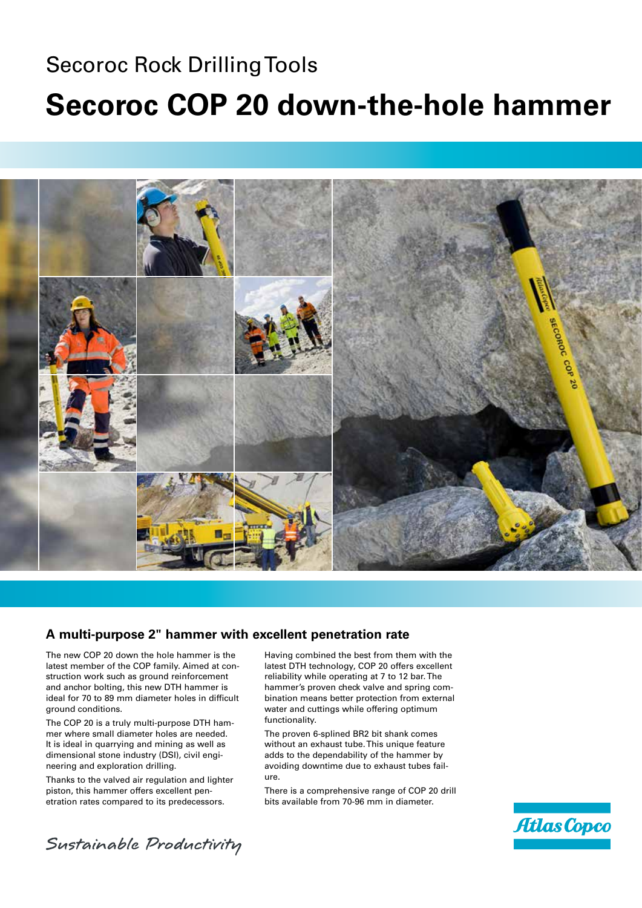Secoroc Rock Drilling Tools

# Secoroc COP 20 down-the-hole hammer

## A multi-purpose 2" hammer with excellent penetration rate

The new COP 20 down the hole hammer is the latest member of the COP family. Aimed at construction work such as ground reinforcement and anchor bolting, this new DTH hammer is ideal for 70 to 89 mm diameter holes in difficult ground conditions.

The COP 20 is a truly multi-purpose DTH hammer where small diameter holes are needed. It is ideal in quarrying and mining as well as dimensional stone industry (DSI), civil engineering and exploration drilling.

Thanks to the valved air regulation and lighter piston, this hammer offers excellent penetration rates compared to its predecessors.

Having combined the best from them with the latest DTH technology, COP 20 offers excellent reliability while operating at 7 to 12 bar. The hammer's proven check valve and spring combination means better protection from external water and cuttings while offering optimum functionality.

The proven 6-splined BR2 bit shank comes without an exhaust tube. This unique feature adds to the dependability of the hammer by avoiding downtime due to exhaust tubes failure.

There is a comprehensive range of COP 20 drill bits available from 70-96 mm in diameter.

*Sustainable Productivity*

Atlas Copco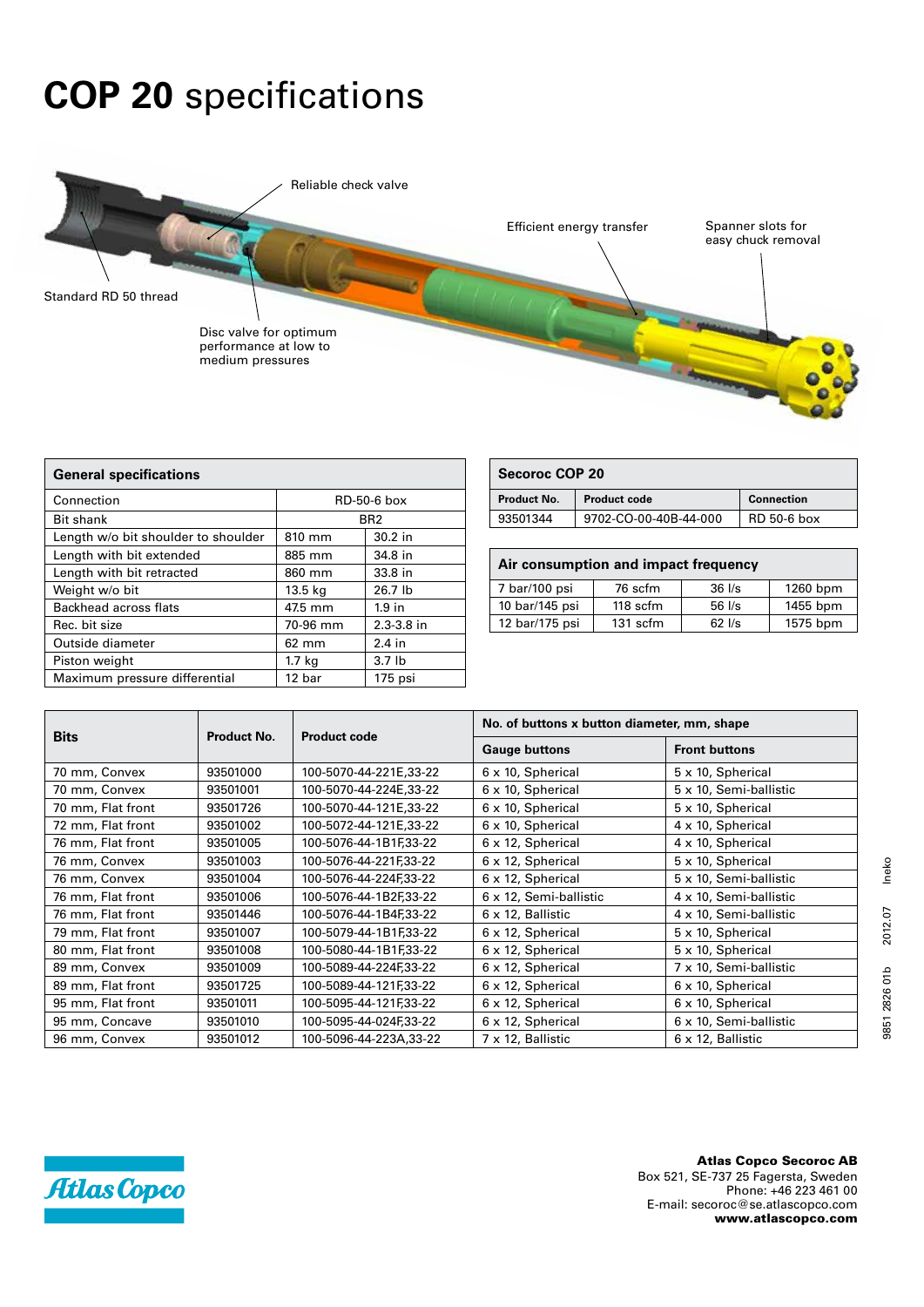# **COP 20** specifications

Reliable check valve

Efficient energy transfer

Spanner slots for easy chuck removal

Standard RD 50 thread

Disc valve for optimum performance at low to medium pressures

| General specifications | | |
|---|---|---|
| Connection | RD-50-6 box | |
| Bit shank | BR2 | |
| Length w/o bit shoulder to shoulder | 810 mm | 30.2 in |
| Length with bit extended | 885 mm | 34.8 in |
| Length with bit retracted | 860 mm | 33.8 in |
| Weight w/o bit | 13.5 kg | 26.7 lb |
| Backhead across flats | 47.5 mm | 1.9 in |
| Rec. bit size | 70-96 mm | 2.3-3.8 in |
| Outside diameter | 62 mm | 2.4 in |
| Piston weight | 1.7 kg | 3.7 lb |
| Maximum pressure differential | 12 bar | 175 psi |

| Secoroc COP 20 | | |
|---|---|---|
| Product No. | Product code | Connection |
| 93501344 | 9702-CO-00-40B-44-000 | RD 50-6 box |

| Air consumption and impact frequency | | | |
|---|---|---|---|
| 7 bar/100 psi | 76 scfm | 36 l/s | 1260 bpm |
| 10 bar/145 psi | 118 scfm | 56 l/s | 1455 bpm |
| 12 bar/175 psi | 131 scfm | 62 l/s | 1575 bpm |

| Bits | Product No. | Product code | No. of buttons x button diameter, mm, shape | |
|---|---|---|---|---|
| | | | Gauge buttons | Front buttons |
| 70 mm, Convex | 93501000 | 100-5070-44-221E,33-22 | 6 x 10, Spherical | 5 x 10, Spherical |
| 70 mm, Convex | 93501001 | 100-5070-44-224E,33-22 | 6 x 10, Spherical | 5 x 10, Semi-ballistic |
| 70 mm, Flat front | 93501726 | 100-5070-44-121E,33-22 | 6 x 10, Spherical | 5 x 10, Spherical |
| 72 mm, Flat front | 93501002 | 100-5072-44-121E,33-22 | 6 x 10, Spherical | 4 x 10, Spherical |
| 76 mm, Flat front | 93501005 | 100-5076-44-1B1F,33-22 | 6 x 12, Spherical | 4 x 10, Spherical |
| 76 mm, Convex | 93501003 | 100-5076-44-221F,33-22 | 6 x 12, Spherical | 5 x 10, Spherical |
| 76 mm, Convex | 93501004 | 100-5076-44-224F,33-22 | 6 x 12, Spherical | 5 x 10, Semi-ballistic |
| 76 mm, Flat front | 93501006 | 100-5076-44-1B2F,33-22 | 6 x 12, Semi-ballistic | 4 x 10, Semi-ballistic |
| 76 mm, Flat front | 93501446 | 100-5076-44-1B4F,33-22 | 6 x 12, Ballistic | 4 x 10, Semi-ballistic |
| 79 mm, Flat front | 93501007 | 100-5079-44-1B1F,33-22 | 6 x 12, Spherical | 5 x 10, Spherical |
| 80 mm, Flat front | 93501008 | 100-5080-44-1B1F,33-22 | 6 x 12, Spherical | 5 x 10, Spherical |
| 89 mm, Convex | 93501009 | 100-5089-44-224F,33-22 | 6 x 12, Spherical | 7 x 10, Semi-ballistic |
| 89 mm, Flat front | 93501725 | 100-5089-44-121F,33-22 | 6 x 12, Spherical | 6 x 10, Spherical |
| 95 mm, Flat front | 93501011 | 100-5095-44-121F,33-22 | 6 x 12, Spherical | 6 x 10, Spherical |
| 95 mm, Concave | 93501010 | 100-5095-44-024F,33-22 | 6 x 12, Spherical | 6 x 10, Semi-ballistic |
| 96 mm, Convex | 93501012 | 100-5096-44-223A,33-22 | 7 x 12, Ballistic | 6 x 12, Ballistic |

9851 2826 01b 2012.07 Ineko

Atlas Copco

**Atlas Copco Secoroc AB**
Box 521, SE-737 25 Fagersta, Sweden
Phone: +46 223 461 00
E-mail: secoroc@se.atlascopco.com
**www.atlascopco.com**